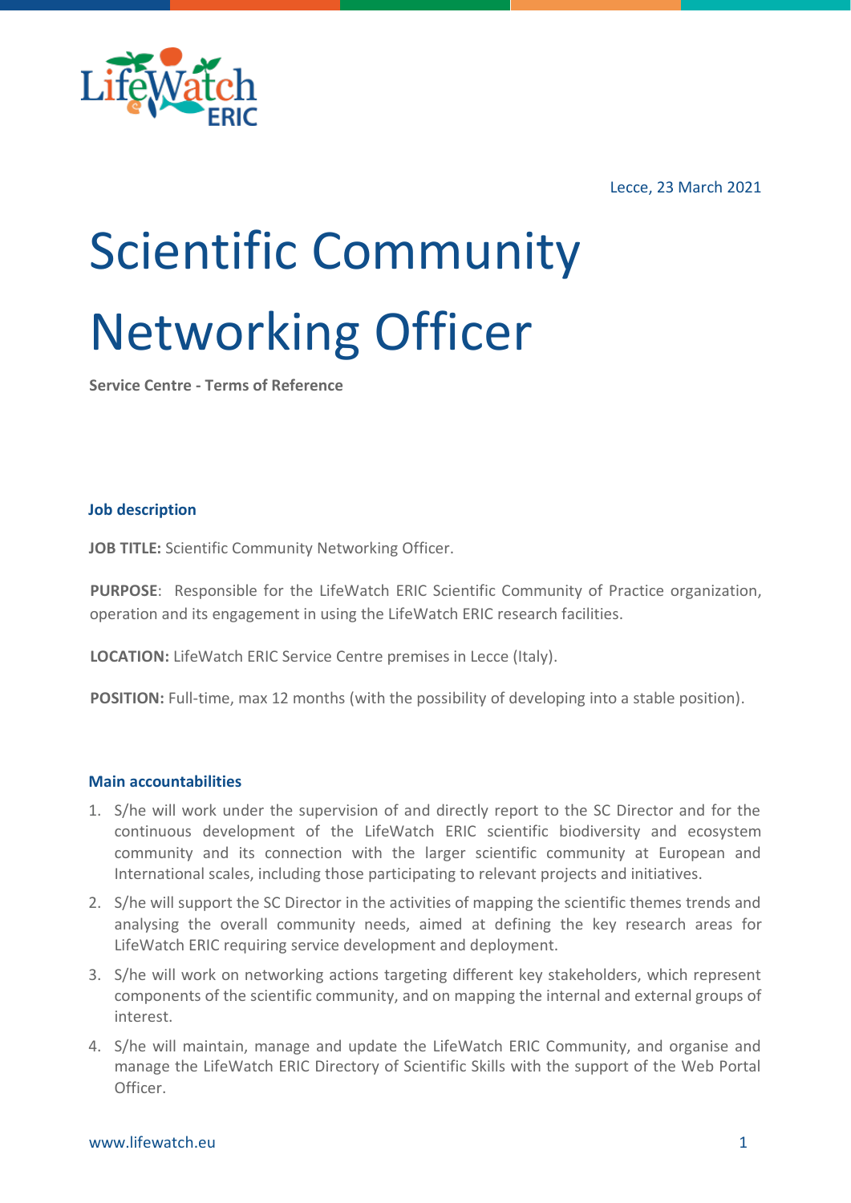Lecce, 23 March 2021

# Scientific Community Networking Officer

**Service Centre - Terms of Reference**

### Job description

**JOB TITLE:** Scientific Community Networking Officer.

**PURPOSE**: Responsible for the LifeWatch ERIC Scientific Community of Practice organization, operation and its engagement in using the LifeWatch ERIC research facilities.

**LOCATION:** LifeWatch ERIC Service Centre premises in Lecce (Italy).

**POSITION:** Full-time, max 12 months (with the possibility of developing into a stable position).

### Main accountabilities

1. S/he will work under the supervision of and directly report to the SC Director and for the continuous development of the LifeWatch ERIC scientific biodiversity and ecosystem community and its connection with the larger scientific community at European and International scales, including those participating to relevant projects and initiatives.
2. S/he will support the SC Director in the activities of mapping the scientific themes trends and analysing the overall community needs, aimed at defining the key research areas for LifeWatch ERIC requiring service development and deployment.
3. S/he will work on networking actions targeting different key stakeholders, which represent components of the scientific community, and on mapping the internal and external groups of interest.
4. S/he will maintain, manage and update the LifeWatch ERIC Community, and organise and manage the LifeWatch ERIC Directory of Scientific Skills with the support of the Web Portal Officer.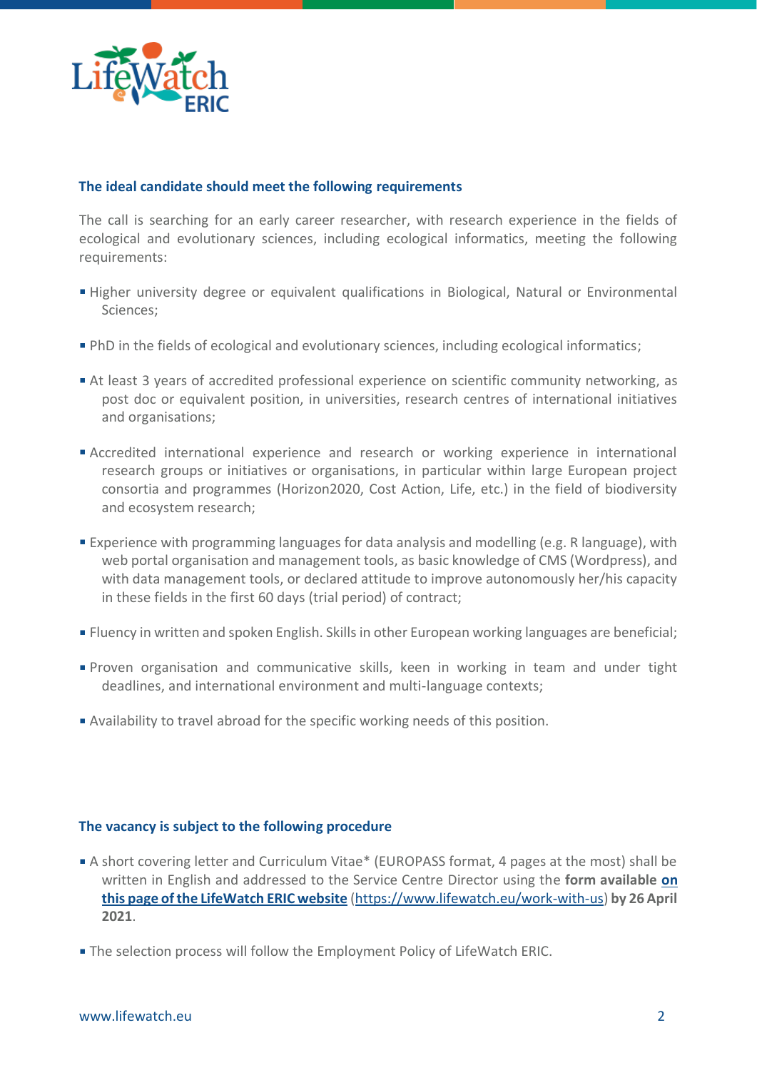## The ideal candidate should meet the following requirements

The call is searching for an early career researcher, with research experience in the fields of ecological and evolutionary sciences, including ecological informatics, meeting the following requirements:

- Higher university degree or equivalent qualifications in Biological, Natural or Environmental Sciences;
- PhD in the fields of ecological and evolutionary sciences, including ecological informatics;
- At least 3 years of accredited professional experience on scientific community networking, as post doc or equivalent position, in universities, research centres of international initiatives and organisations;
- Accredited international experience and research or working experience in international research groups or initiatives or organisations, in particular within large European project consortia and programmes (Horizon2020, Cost Action, Life, etc.) in the field of biodiversity and ecosystem research;
- Experience with programming languages for data analysis and modelling (e.g. R language), with web portal organisation and management tools, as basic knowledge of CMS (Wordpress), and with data management tools, or declared attitude to improve autonomously her/his capacity in these fields in the first 60 days (trial period) of contract;
- Fluency in written and spoken English. Skills in other European working languages are beneficial;
- Proven organisation and communicative skills, keen in working in team and under tight deadlines, and international environment and multi-language contexts;
- Availability to travel abroad for the specific working needs of this position.

## The vacancy is subject to the following procedure

- A short covering letter and Curriculum Vitae* (EUROPASS format, 4 pages at the most) shall be written in English and addressed to the Service Centre Director using the **form available on this page of the LifeWatch ERIC website** (https://www.lifewatch.eu/work-with-us) **by 26 April 2021**.
- The selection process will follow the Employment Policy of LifeWatch ERIC.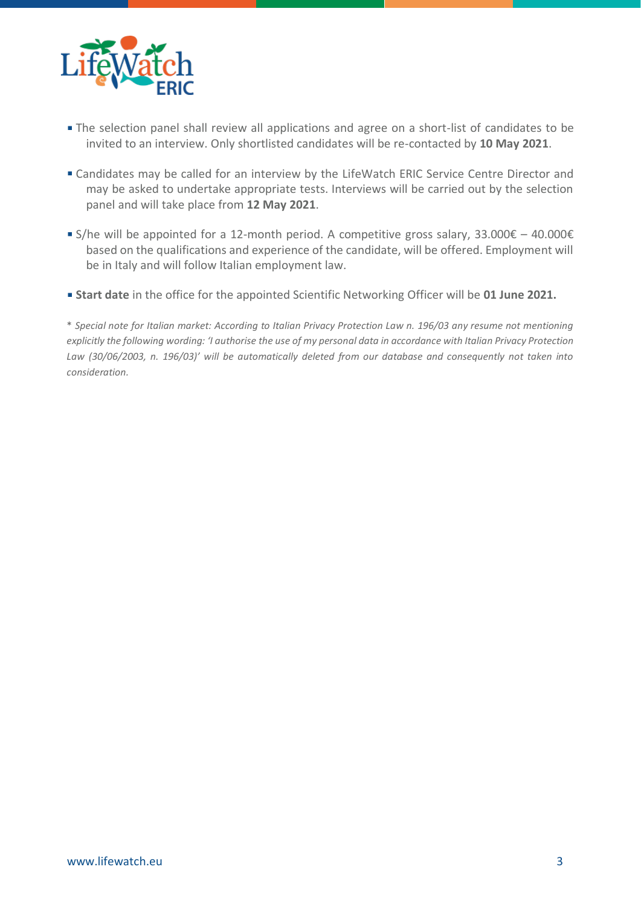- The selection panel shall review all applications and agree on a short-list of candidates to be invited to an interview. Only shortlisted candidates will be re-contacted by **10 May 2021**.
- Candidates may be called for an interview by the LifeWatch ERIC Service Centre Director and may be asked to undertake appropriate tests. Interviews will be carried out by the selection panel and will take place from **12 May 2021**.
- S/he will be appointed for a 12-month period. A competitive gross salary, 33.000€ – 40.000€ based on the qualifications and experience of the candidate, will be offered. Employment will be in Italy and will follow Italian employment law.
- **Start date** in the office for the appointed Scientific Networking Officer will be **01 June 2021.**

\* *Special note for Italian market: According to Italian Privacy Protection Law n. 196/03 any resume not mentioning explicitly the following wording: 'I authorise the use of my personal data in accordance with Italian Privacy Protection Law (30/06/2003, n. 196/03)' will be automatically deleted from our database and consequently not taken into consideration.*